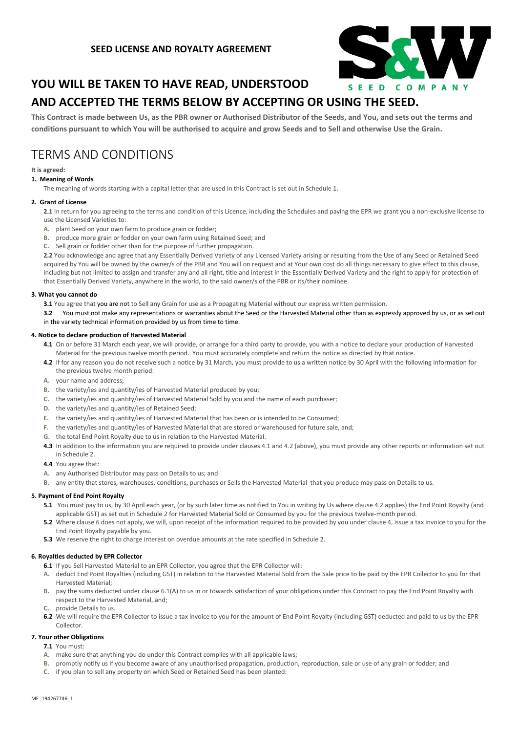**SEED LICENSE AND ROYALTY AGREEMENT**

# YOU WILL BE TAKEN TO HAVE READ, UNDERSTOOD AND ACCEPTED THE TERMS BELOW BY ACCEPTING OR USING THE SEED.

**This Contract is made between Us, as the PBR owner or Authorised Distributor of the Seeds, and You, and sets out the terms and conditions pursuant to which You will be authorised to acquire and grow Seeds and to Sell and otherwise Use the Grain.**

# TERMS AND CONDITIONS

**It is agreed:**

**1. Meaning of Words**

The meaning of words starting with a capital letter that are used in this Contract is set out in Schedule 1.

**2. Grant of License**

**2.1** In return for you agreeing to the terms and condition of this Licence, including the Schedules and paying the EPR we grant you a non-exclusive license to use the Licensed Varieties to:

A. plant Seed on your own farm to produce grain or fodder;
B. produce more grain or fodder on your own farm using Retained Seed; and
C. Sell grain or fodder other than for the purpose of further propagation.

**2.2** You acknowledge and agree that any Essentially Derived Variety of any Licensed Variety arising or resulting from the Use of any Seed or Retained Seed acquired by You will be owned by the owner/s of the PBR and You will on request and at Your own cost do all things necessary to give effect to this clause, including but not limited to assign and transfer any and all right, title and interest in the Essentially Derived Variety and the right to apply for protection of that Essentially Derived Variety, anywhere in the world, to the said owner/s of the PBR or its/their nominee.

**3. What you cannot do**

**3.1** You agree that you are not to Sell any Grain for use as a Propagating Material without our express written permission.

**3.2** You must not make any representations or warranties about the Seed or the Harvested Material other than as expressly approved by us, or as set out in the variety technical information provided by us from time to time.

**4. Notice to declare production of Harvested Material**

**4.1** On or before 31 March each year, we will provide, or arrange for a third party to provide, you with a notice to declare your production of Harvested Material for the previous twelve month period. You must accurately complete and return the notice as directed by that notice.

**4.2** If for any reason you do not receive such a notice by 31 March, you must provide to us a written notice by 30 April with the following information for the previous twelve month period:

A. your name and address;
B. the variety/ies and quantity/ies of Harvested Material produced by you;
C. the variety/ies and quantity/ies of Harvested Material Sold by you and the name of each purchaser;
D. the variety/ies and quantity/ies of Retained Seed;
E. the variety/ies and quantity/ies of Harvested Material that has been or is intended to be Consumed;
F. the variety/ies and quantity/ies of Harvested Material that are stored or warehoused for future sale, and;
G. the total End Point Royalty due to us in relation to the Harvested Material.

**4.3** In addition to the information you are required to provide under clauses 4.1 and 4.2 (above), you must provide any other reports or information set out in Schedule 2.

**4.4** You agree that:

A. any Authorised Distributor may pass on Details to us; and
B. any entity that stores, warehouses, conditions, purchases or Sells the Harvested Material that you produce may pass on Details to us.

**5. Payment of End Point Royalty**

**5.1** You must pay to us, by 30 April each year, (or by such later time as notified to You in writing by Us where clause 4.2 applies) the End Point Royalty (and applicable GST) as set out in Schedule 2 for Harvested Material Sold or Consumed by you for the previous twelve-month period.

**5.2** Where clause 6 does not apply, we will, upon receipt of the information required to be provided by you under clause 4, issue a tax invoice to you for the End Point Royalty payable by you.

**5.3** We reserve the right to charge interest on overdue amounts at the rate specified in Schedule 2.

**6. Royalties deducted by EPR Collector**

**6.1** If you Sell Harvested Material to an EPR Collector, you agree that the EPR Collector will:

A. deduct End Point Royalties (including GST) in relation to the Harvested Material Sold from the Sale price to be paid by the EPR Collector to you for that Harvested Material;
B. pay the sums deducted under clause 6.1(A) to us in or towards satisfaction of your obligations under this Contract to pay the End Point Royalty with respect to the Harvested Material, and;
C. provide Details to us.

**6.2** We will require the EPR Collector to issue a tax invoice to you for the amount of End Point Royalty (including GST) deducted and paid to us by the EPR Collector.

**7. Your other Obligations**

**7.1** You must:

A. make sure that anything you do under this Contract complies with all applicable laws;
B. promptly notify us if you become aware of any unauthorised propagation, production, reproduction, sale or use of any grain or fodder; and
C. if you plan to sell any property on which Seed or Retained Seed has been planted:

ME_194267746_1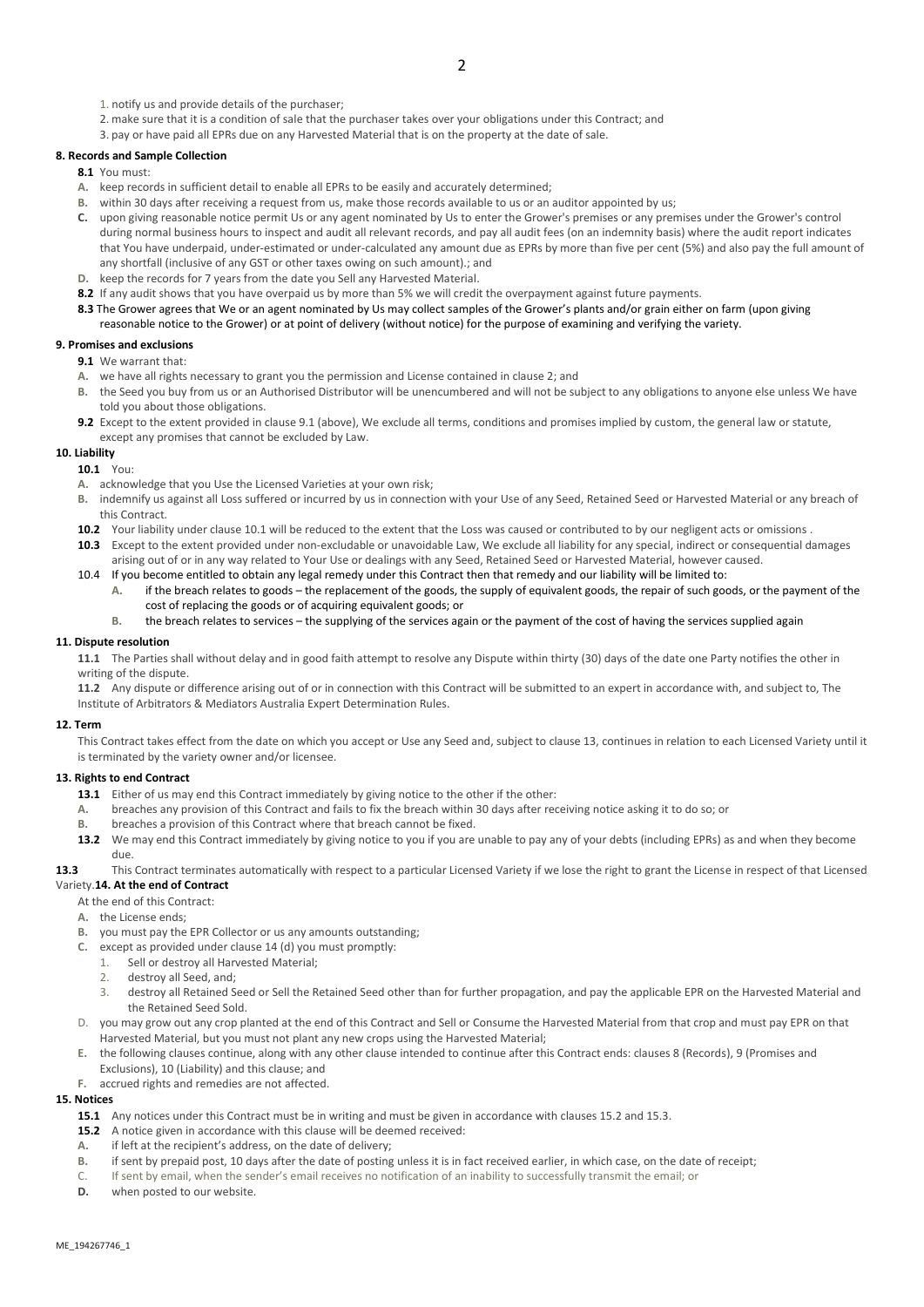1. notify us and provide details of the purchaser;
2. make sure that it is a condition of sale that the purchaser takes over your obligations under this Contract; and
3. pay or have paid all EPRs due on any Harvested Material that is on the property at the date of sale.

**8. Records and Sample Collection**

**8.1** You must:

A. keep records in sufficient detail to enable all EPRs to be easily and accurately determined;
B. within 30 days after receiving a request from us, make those records available to us or an auditor appointed by us;
C. upon giving reasonable notice permit Us or any agent nominated by Us to enter the Grower's premises or any premises under the Grower's control during normal business hours to inspect and audit all relevant records, and pay all audit fees (on an indemnity basis) where the audit report indicates that You have underpaid, under-estimated or under-calculated any amount due as EPRs by more than five per cent (5%) and also pay the full amount of any shortfall (inclusive of any GST or other taxes owing on such amount).; and
D. keep the records for 7 years from the date you Sell any Harvested Material.

**8.2** If any audit shows that you have overpaid us by more than 5% we will credit the overpayment against future payments.

**8.3** The Grower agrees that We or an agent nominated by Us may collect samples of the Grower's plants and/or grain either on farm (upon giving reasonable notice to the Grower) or at point of delivery (without notice) for the purpose of examining and verifying the variety.

**9. Promises and exclusions**

**9.1** We warrant that:

A. we have all rights necessary to grant you the permission and License contained in clause 2; and
B. the Seed you buy from us or an Authorised Distributor will be unencumbered and will not be subject to any obligations to anyone else unless We have told you about those obligations.

**9.2** Except to the extent provided in clause 9.1 (above), We exclude all terms, conditions and promises implied by custom, the general law or statute, except any promises that cannot be excluded by Law.

**10. Liability**

**10.1** You:

A. acknowledge that you Use the Licensed Varieties at your own risk;
B. indemnify us against all Loss suffered or incurred by us in connection with your Use of any Seed, Retained Seed or Harvested Material or any breach of this Contract.

**10.2** Your liability under clause 10.1 will be reduced to the extent that the Loss was caused or contributed to by our negligent acts or omissions .

**10.3** Except to the extent provided under non-excludable or unavoidable Law, We exclude all liability for any special, indirect or consequential damages arising out of or in any way related to Your Use or dealings with any Seed, Retained Seed or Harvested Material, however caused.

10.4 If you become entitled to obtain any legal remedy under this Contract then that remedy and our liability will be limited to:

A. if the breach relates to goods – the replacement of the goods, the supply of equivalent goods, the repair of such goods, or the payment of the cost of replacing the goods or of acquiring equivalent goods; or
B. the breach relates to services – the supplying of the services again or the payment of the cost of having the services supplied again

**11. Dispute resolution**

**11.1** The Parties shall without delay and in good faith attempt to resolve any Dispute within thirty (30) days of the date one Party notifies the other in writing of the dispute.

**11.2** Any dispute or difference arising out of or in connection with this Contract will be submitted to an expert in accordance with, and subject to, The Institute of Arbitrators & Mediators Australia Expert Determination Rules.

**12. Term**

This Contract takes effect from the date on which you accept or Use any Seed and, subject to clause 13, continues in relation to each Licensed Variety until it is terminated by the variety owner and/or licensee.

**13. Rights to end Contract**

**13.1** Either of us may end this Contract immediately by giving notice to the other if the other:

A. breaches any provision of this Contract and fails to fix the breach within 30 days after receiving notice asking it to do so; or
B. breaches a provision of this Contract where that breach cannot be fixed.

**13.2** We may end this Contract immediately by giving notice to you if you are unable to pay any of your debts (including EPRs) as and when they become due.

**13.3** This Contract terminates automatically with respect to a particular Licensed Variety if we lose the right to grant the License in respect of that Licensed Variety.

**14. At the end of Contract**

At the end of this Contract:

A. the License ends;
B. you must pay the EPR Collector or us any amounts outstanding;
C. except as provided under clause 14 (d) you must promptly:
   1. Sell or destroy all Harvested Material;
   2. destroy all Seed, and;
   3. destroy all Retained Seed or Sell the Retained Seed other than for further propagation, and pay the applicable EPR on the Harvested Material and the Retained Seed Sold.
D. you may grow out any crop planted at the end of this Contract and Sell or Consume the Harvested Material from that crop and must pay EPR on that Harvested Material, but you must not plant any new crops using the Harvested Material;
E. the following clauses continue, along with any other clause intended to continue after this Contract ends: clauses 8 (Records), 9 (Promises and Exclusions), 10 (Liability) and this clause; and
F. accrued rights and remedies are not affected.

**15. Notices**

**15.1** Any notices under this Contract must be in writing and must be given in accordance with clauses 15.2 and 15.3.

**15.2** A notice given in accordance with this clause will be deemed received:

A. if left at the recipient's address, on the date of delivery;
B. if sent by prepaid post, 10 days after the date of posting unless it is in fact received earlier, in which case, on the date of receipt;
C. If sent by email, when the sender's email receives no notification of an inability to successfully transmit the email; or
D. when posted to our website.

ME_194267746_1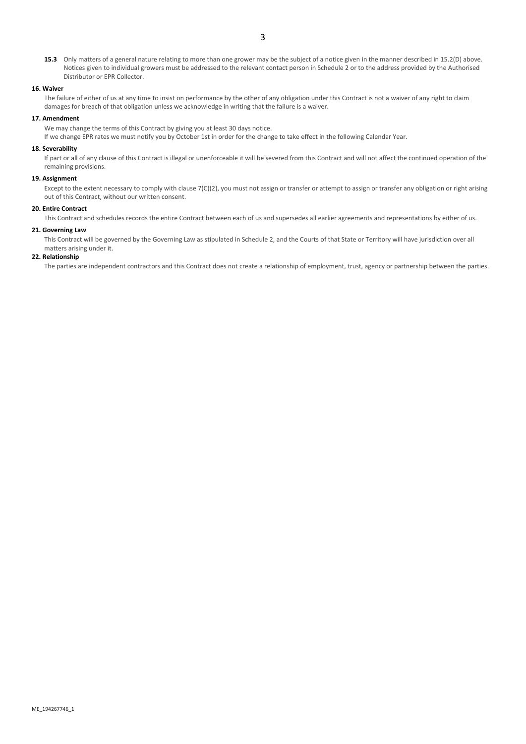**15.3** Only matters of a general nature relating to more than one grower may be the subject of a notice given in the manner described in 15.2(D) above. Notices given to individual growers must be addressed to the relevant contact person in Schedule 2 or to the address provided by the Authorised Distributor or EPR Collector.

**16. Waiver**

The failure of either of us at any time to insist on performance by the other of any obligation under this Contract is not a waiver of any right to claim damages for breach of that obligation unless we acknowledge in writing that the failure is a waiver.

**17. Amendment**

We may change the terms of this Contract by giving you at least 30 days notice.

If we change EPR rates we must notify you by October 1st in order for the change to take effect in the following Calendar Year.

**18. Severability**

If part or all of any clause of this Contract is illegal or unenforceable it will be severed from this Contract and will not affect the continued operation of the remaining provisions.

**19. Assignment**

Except to the extent necessary to comply with clause 7(C)(2), you must not assign or transfer or attempt to assign or transfer any obligation or right arising out of this Contract, without our written consent.

**20. Entire Contract**

This Contract and schedules records the entire Contract between each of us and supersedes all earlier agreements and representations by either of us.

**21. Governing Law**

This Contract will be governed by the Governing Law as stipulated in Schedule 2, and the Courts of that State or Territory will have jurisdiction over all matters arising under it.

**22. Relationship**

The parties are independent contractors and this Contract does not create a relationship of employment, trust, agency or partnership between the parties.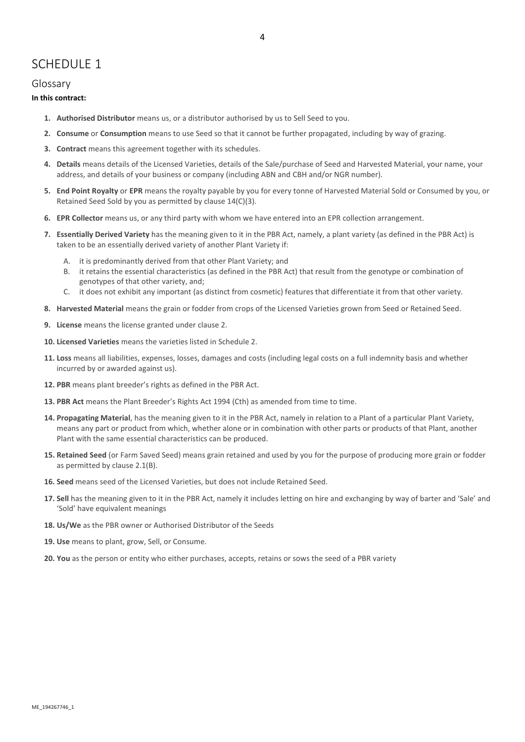# SCHEDULE 1

## Glossary

**In this contract:**

1. **Authorised Distributor** means us, or a distributor authorised by us to Sell Seed to you.
2. **Consume** or **Consumption** means to use Seed so that it cannot be further propagated, including by way of grazing.
3. **Contract** means this agreement together with its schedules.
4. **Details** means details of the Licensed Varieties, details of the Sale/purchase of Seed and Harvested Material, your name, your address, and details of your business or company (including ABN and CBH and/or NGR number).
5. **End Point Royalty** or **EPR** means the royalty payable by you for every tonne of Harvested Material Sold or Consumed by you, or Retained Seed Sold by you as permitted by clause 14(C)(3).
6. **EPR Collector** means us, or any third party with whom we have entered into an EPR collection arrangement.
7. **Essentially Derived Variety** has the meaning given to it in the PBR Act, namely, a plant variety (as defined in the PBR Act) is taken to be an essentially derived variety of another Plant Variety if:
   A. it is predominantly derived from that other Plant Variety; and
   B. it retains the essential characteristics (as defined in the PBR Act) that result from the genotype or combination of genotypes of that other variety, and;
   C. it does not exhibit any important (as distinct from cosmetic) features that differentiate it from that other variety.
8. **Harvested Material** means the grain or fodder from crops of the Licensed Varieties grown from Seed or Retained Seed.
9. **License** means the license granted under clause 2.
10. **Licensed Varieties** means the varieties listed in Schedule 2.
11. **Loss** means all liabilities, expenses, losses, damages and costs (including legal costs on a full indemnity basis and whether incurred by or awarded against us).
12. **PBR** means plant breeder's rights as defined in the PBR Act.
13. **PBR Act** means the Plant Breeder's Rights Act 1994 (Cth) as amended from time to time.
14. **Propagating Material**, has the meaning given to it in the PBR Act, namely in relation to a Plant of a particular Plant Variety, means any part or product from which, whether alone or in combination with other parts or products of that Plant, another Plant with the same essential characteristics can be produced.
15. **Retained Seed** (or Farm Saved Seed) means grain retained and used by you for the purpose of producing more grain or fodder as permitted by clause 2.1(B).
16. **Seed** means seed of the Licensed Varieties, but does not include Retained Seed.
17. **Sell** has the meaning given to it in the PBR Act, namely it includes letting on hire and exchanging by way of barter and 'Sale' and 'Sold' have equivalent meanings
18. **Us/We** as the PBR owner or Authorised Distributor of the Seeds
19. **Use** means to plant, grow, Sell, or Consume.
20. **You** as the person or entity who either purchases, accepts, retains or sows the seed of a PBR variety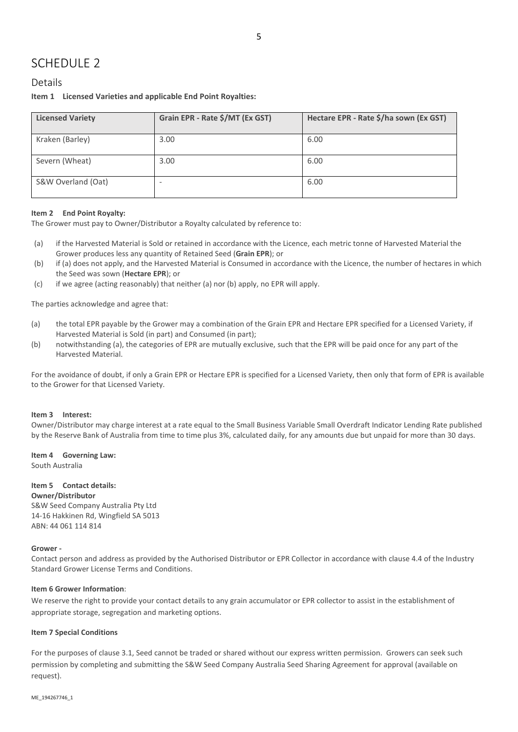# SCHEDULE 2

## Details

**Item 1 Licensed Varieties and applicable End Point Royalties:**

| Licensed Variety | Grain EPR - Rate $/MT (Ex GST) | Hectare EPR - Rate $/ha sown (Ex GST) |
|---|---|---|
| Kraken (Barley) | 3.00 | 6.00 |
| Severn (Wheat) | 3.00 | 6.00 |
| S&W Overland (Oat) | - | 6.00 |

**Item 2 End Point Royalty:**

The Grower must pay to Owner/Distributor a Royalty calculated by reference to:

(a) if the Harvested Material is Sold or retained in accordance with the Licence, each metric tonne of Harvested Material the Grower produces less any quantity of Retained Seed (**Grain EPR**); or

(b) if (a) does not apply, and the Harvested Material is Consumed in accordance with the Licence, the number of hectares in which the Seed was sown (**Hectare EPR**); or

(c) if we agree (acting reasonably) that neither (a) nor (b) apply, no EPR will apply.

The parties acknowledge and agree that:

(a) the total EPR payable by the Grower may a combination of the Grain EPR and Hectare EPR specified for a Licensed Variety, if Harvested Material is Sold (in part) and Consumed (in part);

(b) notwithstanding (a), the categories of EPR are mutually exclusive, such that the EPR will be paid once for any part of the Harvested Material.

For the avoidance of doubt, if only a Grain EPR or Hectare EPR is specified for a Licensed Variety, then only that form of EPR is available to the Grower for that Licensed Variety.

**Item 3 Interest:**

Owner/Distributor may charge interest at a rate equal to the Small Business Variable Small Overdraft Indicator Lending Rate published by the Reserve Bank of Australia from time to time plus 3%, calculated daily, for any amounts due but unpaid for more than 30 days.

**Item 4 Governing Law:**

South Australia

**Item 5 Contact details:**

**Owner/Distributor**

S&W Seed Company Australia Pty Ltd
14-16 Hakkinen Rd, Wingfield SA 5013
ABN: 44 061 114 814

**Grower -**

Contact person and address as provided by the Authorised Distributor or EPR Collector in accordance with clause 4.4 of the Industry Standard Grower License Terms and Conditions.

**Item 6 Grower Information**:

We reserve the right to provide your contact details to any grain accumulator or EPR collector to assist in the establishment of appropriate storage, segregation and marketing options.

**Item 7 Special Conditions**

For the purposes of clause 3.1, Seed cannot be traded or shared without our express written permission. Growers can seek such permission by completing and submitting the S&W Seed Company Australia Seed Sharing Agreement for approval (available on request).

ME_194267746_1